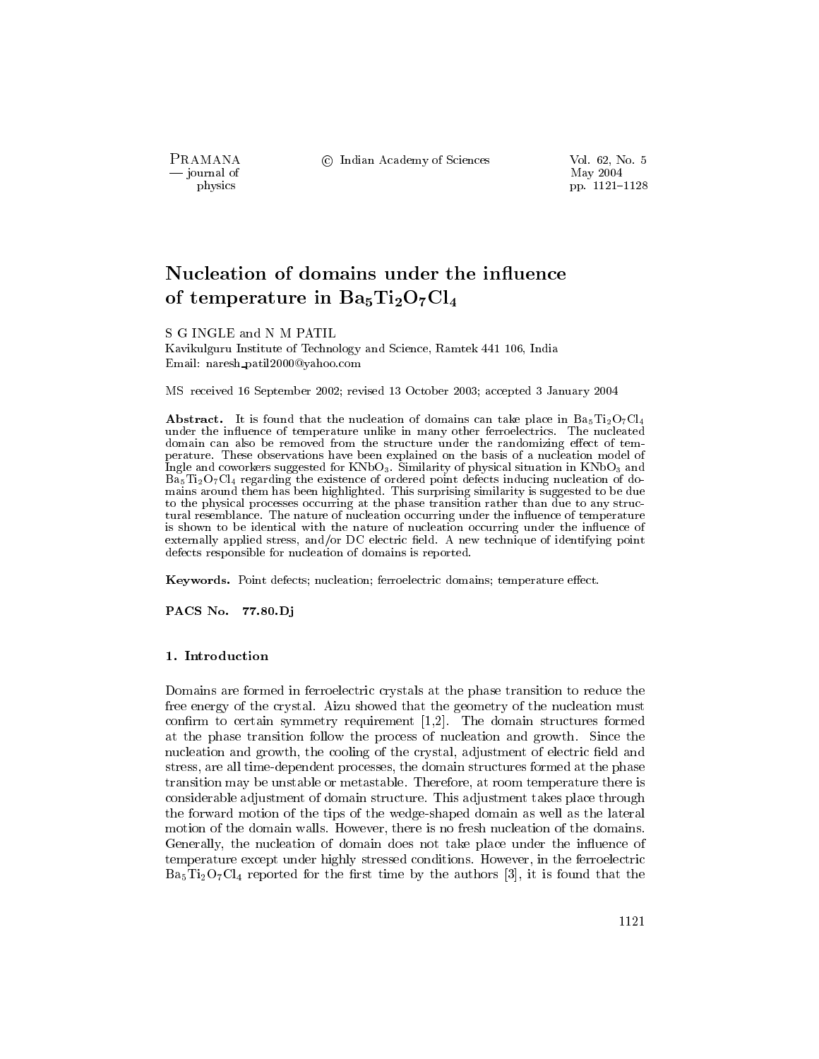# Nucleation of domains under the influence of temperature in $Ba_5Ti_2O_7Cl_4$

S G INGLE and N M PATIL

Kavikulguru Institute of Technology and Science, Ramtek 441 106, India

Email: naresh_patil2000@yahoo.com

MS received 16 September 2002; revised 13 October 2003; accepted 3 January 2004

**Abstract.** It is found that the nucleation of domains can take place in $Ba_5Ti_2O_7Cl_4$ under the influence of temperature unlike in many other ferroelectrics. The nucleated domain can also be removed from the structure under the randomizing effect of temperature. These observations have been explained on the basis of a nucleation model of Ingle and coworkers suggested for $KNbO_3$. Similarity of physical situation in $KNbO_3$ and $Ba_5Ti_2O_7Cl_4$ regarding the existence of ordered point defects inducing nucleation of domains around them has been highlighted. This surprising similarity is suggested to be due to the physical processes occurring at the phase transition rather than due to any structural resemblance. The nature of nucleation occurring under the influence of temperature is shown to be identical with the nature of nucleation occurring under the influence of externally applied stress, and/or DC electric field. A new technique of identifying point defects responsible for nucleation of domains is reported.

**Keywords.** Point defects; nucleation; ferroelectric domains; temperature effect.

**PACS No. 77.80.Dj**

## 1. Introduction

Domains are formed in ferroelectric crystals at the phase transition to reduce the free energy of the crystal. Aizu showed that the geometry of the nucleation must confirm to certain symmetry requirement [1,2]. The domain structures formed at the phase transition follow the process of nucleation and growth. Since the nucleation and growth, the cooling of the crystal, adjustment of electric field and stress, are all time-dependent processes, the domain structures formed at the phase transition may be unstable or metastable. Therefore, at room temperature there is considerable adjustment of domain structure. This adjustment takes place through the forward motion of the tips of the wedge-shaped domain as well as the lateral motion of the domain walls. However, there is no fresh nucleation of the domains. Generally, the nucleation of domain does not take place under the influence of temperature except under highly stressed conditions. However, in the ferroelectric $Ba_5Ti_2O_7Cl_4$ reported for the first time by the authors [3], it is found that the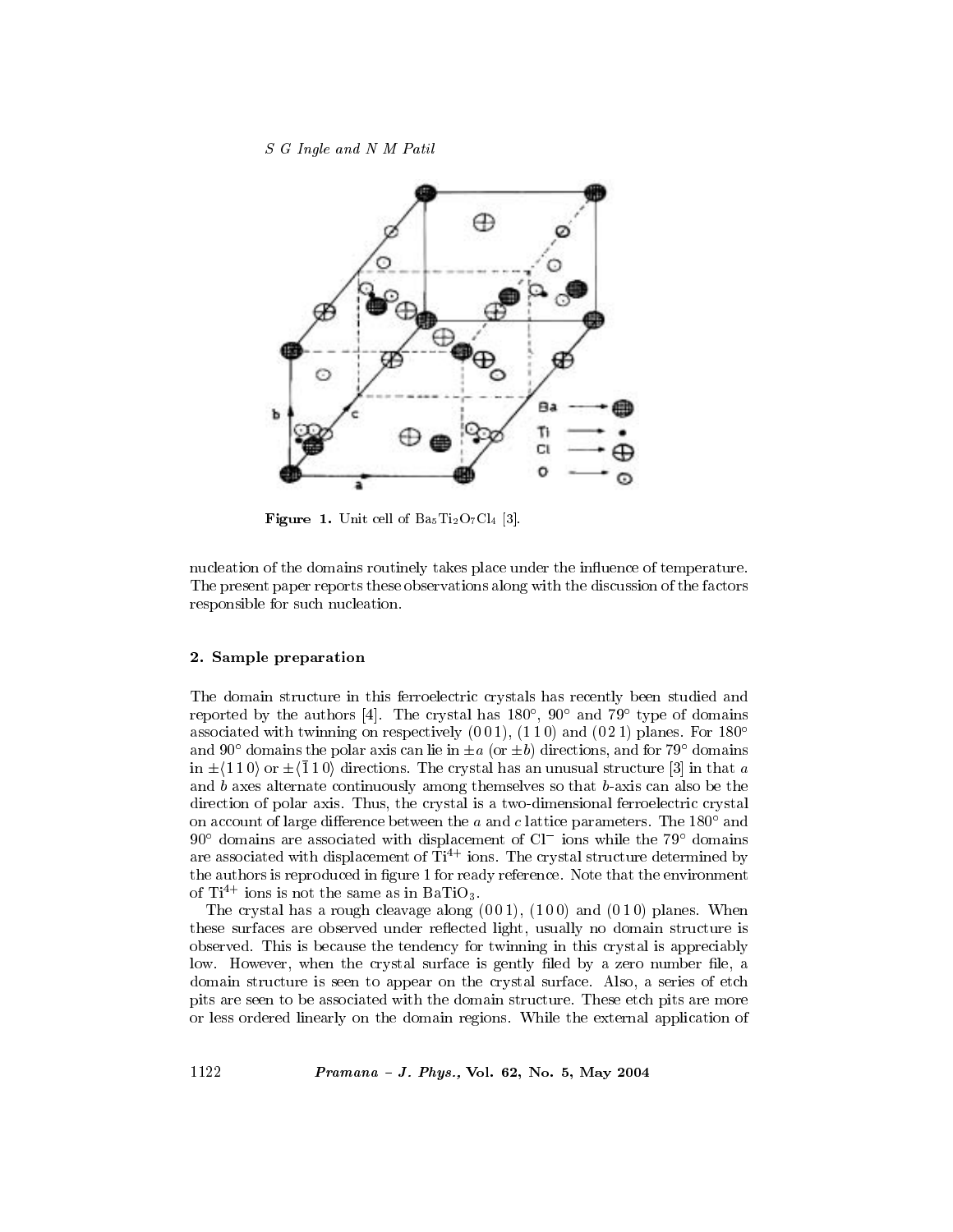Figure 1. Unit cell of $Ba_5Ti_2O_7Cl_4$ [3].

nucleation of the domains routinely takes place under the influence of temperature. The present paper reports these observations along with the discussion of the factors responsible for such nucleation.

## 2. Sample preparation

The domain structure in this ferroelectric crystals has recently been studied and reported by the authors [4]. The crystal has 180°, 90° and 79° type of domains associated with twinning on respectively (0 0 1), (1 1 0) and (0 2 1) planes. For 180° and 90° domains the polar axis can lie in $\pm a$ (or $\pm b$) directions, and for 79° domains in $\pm\langle 1\,1\,0\rangle$ or $\pm\langle \bar{1}\,1\,0\rangle$ directions. The crystal has an unusual structure [3] in that $a$ and $b$ axes alternate continuously among themselves so that $b$-axis can also be the direction of polar axis. Thus, the crystal is a two-dimensional ferroelectric crystal on account of large difference between the $a$ and $c$ lattice parameters. The 180° and 90° domains are associated with displacement of $Cl^-$ ions while the 79° domains are associated with displacement of $Ti^{4+}$ ions. The crystal structure determined by the authors is reproduced in figure 1 for ready reference. Note that the environment of $Ti^{4+}$ ions is not the same as in $BaTiO_3$.

The crystal has a rough cleavage along (0 0 1), (1 0 0) and (0 1 0) planes. When these surfaces are observed under reflected light, usually no domain structure is observed. This is because the tendency for twinning in this crystal is appreciably low. However, when the crystal surface is gently filed by a zero number file, a domain structure is seen to appear on the crystal surface. Also, a series of etch pits are seen to be associated with the domain structure. These etch pits are more or less ordered linearly on the domain regions. While the external application of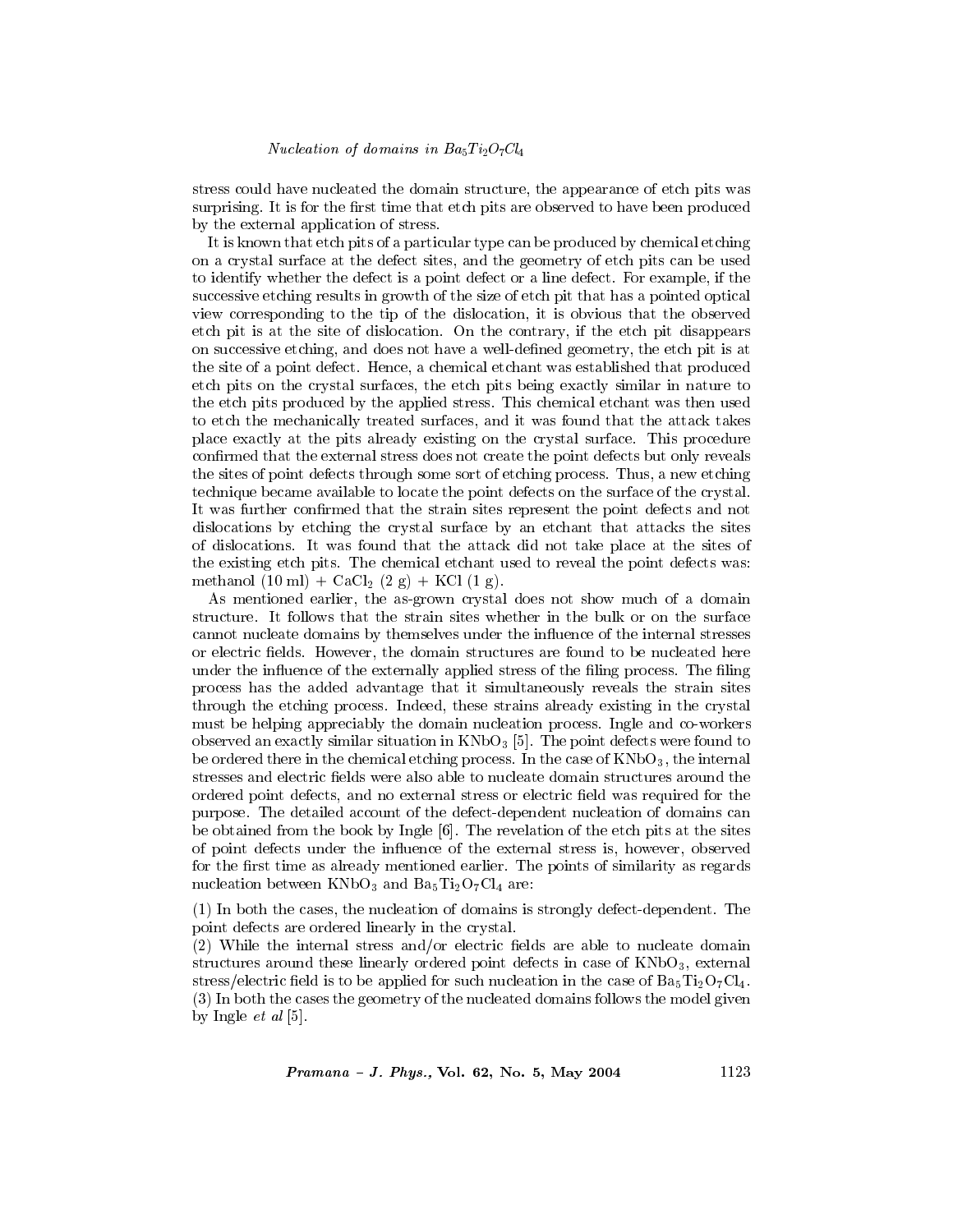stress could have nucleated the domain structure, the appearance of etch pits was surprising. It is for the first time that etch pits are observed to have been produced by the external application of stress.

It is known that etch pits of a particular type can be produced by chemical etching on a crystal surface at the defect sites, and the geometry of etch pits can be used to identify whether the defect is a point defect or a line defect. For example, if the successive etching results in growth of the size of etch pit that has a pointed optical view corresponding to the tip of the dislocation, it is obvious that the observed etch pit is at the site of dislocation. On the contrary, if the etch pit disappears on successive etching, and does not have a well-defined geometry, the etch pit is at the site of a point defect. Hence, a chemical etchant was established that produced etch pits on the crystal surfaces, the etch pits being exactly similar in nature to the etch pits produced by the applied stress. This chemical etchant was then used to etch the mechanically treated surfaces, and it was found that the attack takes place exactly at the pits already existing on the crystal surface. This procedure confirmed that the external stress does not create the point defects but only reveals the sites of point defects through some sort of etching process. Thus, a new etching technique became available to locate the point defects on the surface of the crystal. It was further confirmed that the strain sites represent the point defects and not dislocations by etching the crystal surface by an etchant that attacks the sites of dislocations. It was found that the attack did not take place at the sites of the existing etch pits. The chemical etchant used to reveal the point defects was: methanol (10 ml) + $CaCl_2$ (2 g) + KCl (1 g).

As mentioned earlier, the as-grown crystal does not show much of a domain structure. It follows that the strain sites whether in the bulk or on the surface cannot nucleate domains by themselves under the influence of the internal stresses or electric fields. However, the domain structures are found to be nucleated here under the influence of the externally applied stress of the filing process. The filing process has the added advantage that it simultaneously reveals the strain sites through the etching process. Indeed, these strains already existing in the crystal must be helping appreciably the domain nucleation process. Ingle and co-workers observed an exactly similar situation in $KNbO_3$ [5]. The point defects were found to be ordered there in the chemical etching process. In the case of $KNbO_3$, the internal stresses and electric fields were also able to nucleate domain structures around the ordered point defects, and no external stress or electric field was required for the purpose. The detailed account of the defect-dependent nucleation of domains can be obtained from the book by Ingle [6]. The revelation of the etch pits at the sites of point defects under the influence of the external stress is, however, observed for the first time as already mentioned earlier. The points of similarity as regards nucleation between $KNbO_3$ and $Ba_5Ti_2O_7Cl_4$ are:

(1) In both the cases, the nucleation of domains is strongly defect-dependent. The point defects are ordered linearly in the crystal.

(2) While the internal stress and/or electric fields are able to nucleate domain structures around these linearly ordered point defects in case of $KNbO_3$, external stress/electric field is to be applied for such nucleation in the case of $Ba_5Ti_2O_7Cl_4$.

(3) In both the cases the geometry of the nucleated domains follows the model given by Ingle *et al* [5].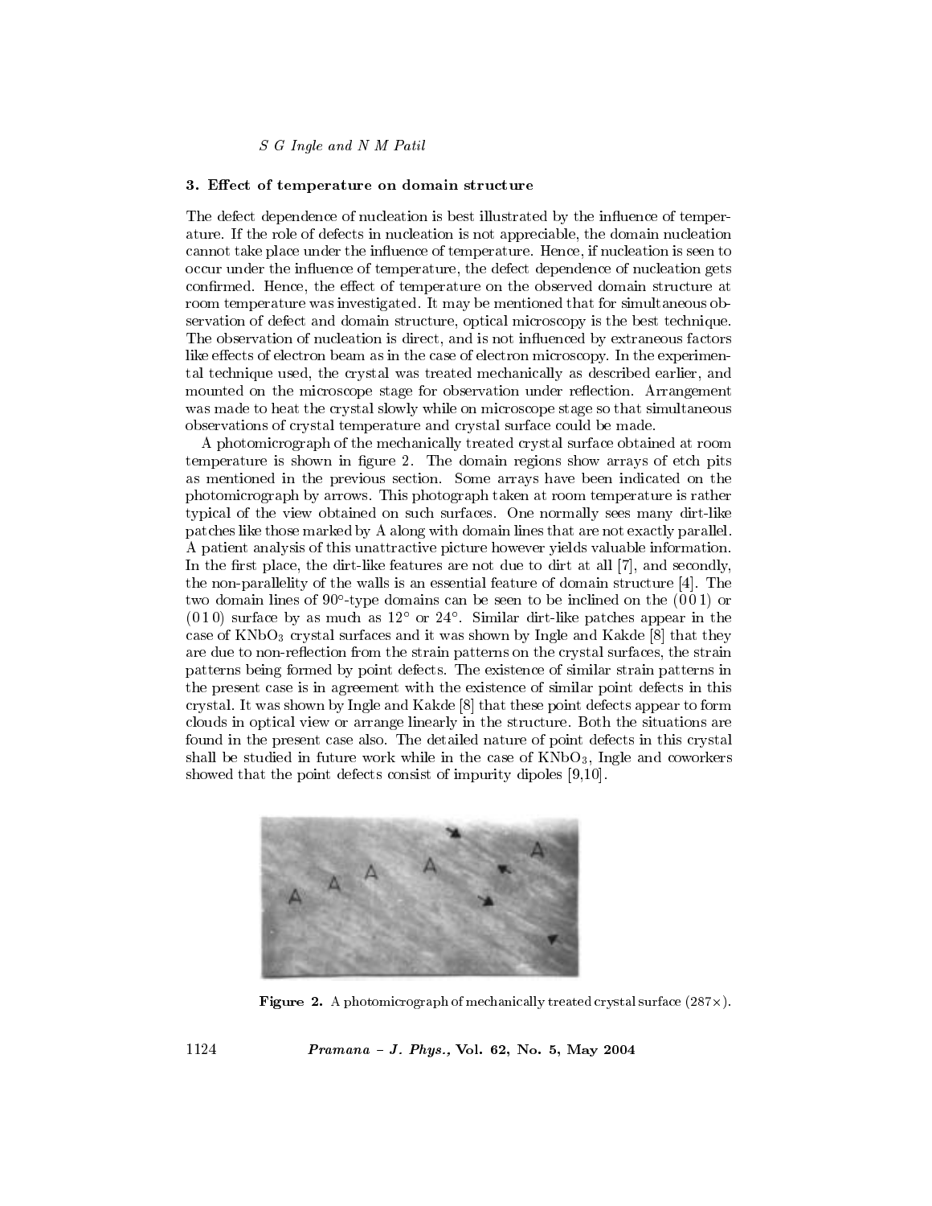### 3. Effect of temperature on domain structure

The defect dependence of nucleation is best illustrated by the influence of temperature. If the role of defects in nucleation is not appreciable, the domain nucleation cannot take place under the influence of temperature. Hence, if nucleation is seen to occur under the influence of temperature, the defect dependence of nucleation gets confirmed. Hence, the effect of temperature on the observed domain structure at room temperature was investigated. It may be mentioned that for simultaneous observation of defect and domain structure, optical microscopy is the best technique. The observation of nucleation is direct, and is not influenced by extraneous factors like effects of electron beam as in the case of electron microscopy. In the experimental technique used, the crystal was treated mechanically as described earlier, and mounted on the microscope stage for observation under reflection. Arrangement was made to heat the crystal slowly while on microscope stage so that simultaneous observations of crystal temperature and crystal surface could be made.

A photomicrograph of the mechanically treated crystal surface obtained at room temperature is shown in figure 2. The domain regions show arrays of etch pits as mentioned in the previous section. Some arrays have been indicated on the photomicrograph by arrows. This photograph taken at room temperature is rather typical of the view obtained on such surfaces. One normally sees many dirt-like patches like those marked by A along with domain lines that are not exactly parallel. A patient analysis of this unattractive picture however yields valuable information. In the first place, the dirt-like features are not due to dirt at all [7], and secondly, the non-parallelity of the walls is an essential feature of domain structure [4]. The two domain lines of 90°-type domains can be seen to be inclined on the (0 0 1) or (0 1 0) surface by as much as 12° or 24°. Similar dirt-like patches appear in the case of $KNbO_3$ crystal surfaces and it was shown by Ingle and Kakde [8] that they are due to non-reflection from the strain patterns on the crystal surfaces, the strain patterns being formed by point defects. The existence of similar strain patterns in the present case is in agreement with the existence of similar point defects in this crystal. It was shown by Ingle and Kakde [8] that these point defects appear to form clouds in optical view or arrange linearly in the structure. Both the situations are found in the present case also. The detailed nature of point defects in this crystal shall be studied in future work while in the case of $KNbO_3$, Ingle and coworkers showed that the point defects consist of impurity dipoles [9,10].

**Figure 2.** A photomicrograph of mechanically treated crystal surface (287×).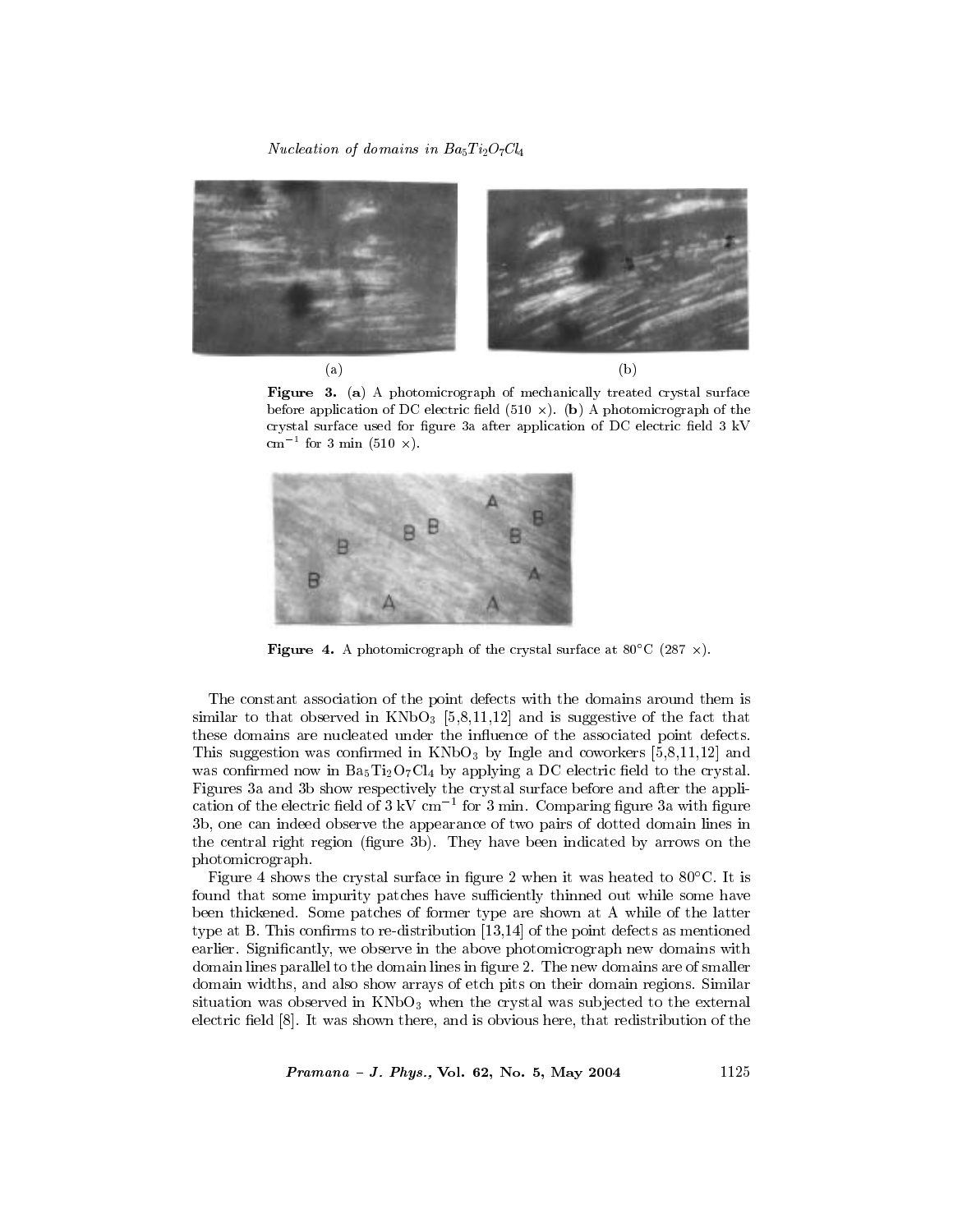Figure 3. (a) A photomicrograph of mechanically treated crystal surface before application of DC electric field (510 ×). (b) A photomicrograph of the crystal surface used for figure 3a after application of DC electric field 3 kV $cm^{-1}$ for 3 min (510 ×).

Figure 4. A photomicrograph of the crystal surface at 80°C (287 ×).

The constant association of the point defects with the domains around them is similar to that observed in $KNbO_3$ [5,8,11,12] and is suggestive of the fact that these domains are nucleated under the influence of the associated point defects. This suggestion was confirmed in $KNbO_3$ by Ingle and coworkers [5,8,11,12] and was confirmed now in $Ba_5Ti_2O_7Cl_4$ by applying a DC electric field to the crystal. Figures 3a and 3b show respectively the crystal surface before and after the application of the electric field of 3 kV $cm^{-1}$ for 3 min. Comparing figure 3a with figure 3b, one can indeed observe the appearance of two pairs of dotted domain lines in the central right region (figure 3b). They have been indicated by arrows on the photomicrograph.

Figure 4 shows the crystal surface in figure 2 when it was heated to 80°C. It is found that some impurity patches have sufficiently thinned out while some have been thickened. Some patches of former type are shown at A while of the latter type at B. This confirms to re-distribution [13,14] of the point defects as mentioned earlier. Significantly, we observe in the above photomicrograph new domains with domain lines parallel to the domain lines in figure 2. The new domains are of smaller domain widths, and also show arrays of etch pits on their domain regions. Similar situation was observed in $KNbO_3$ when the crystal was subjected to the external electric field [8]. It was shown there, and is obvious here, that redistribution of the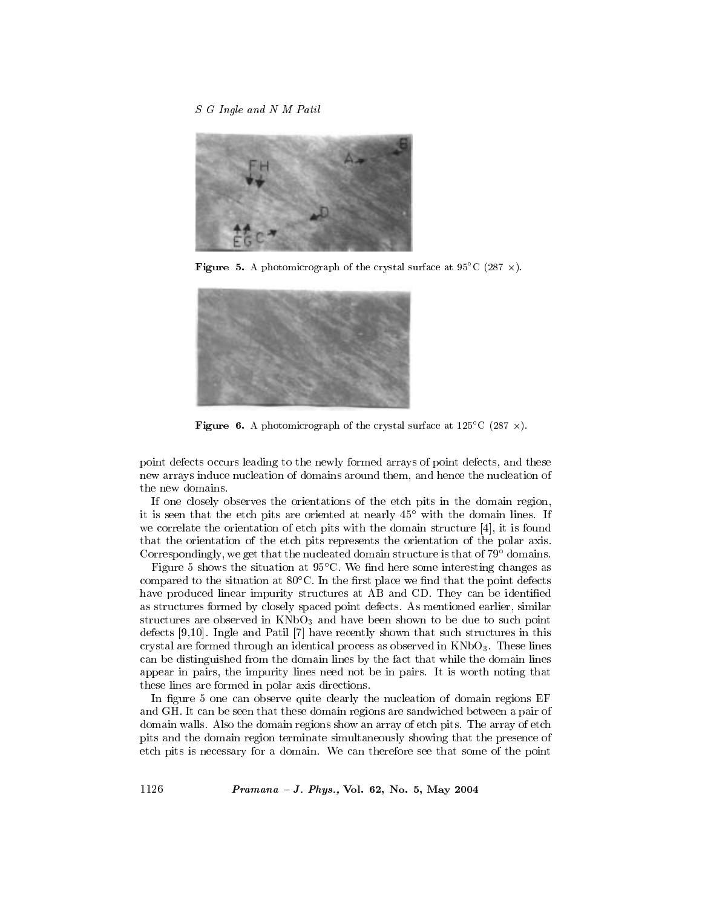Figure 5. A photomicrograph of the crystal surface at 95°C (287 ×).

Figure 6. A photomicrograph of the crystal surface at 125°C (287 ×).

point defects occurs leading to the newly formed arrays of point defects, and these new arrays induce nucleation of domains around them, and hence the nucleation of the new domains.

If one closely observes the orientations of the etch pits in the domain region, it is seen that the etch pits are oriented at nearly 45° with the domain lines. If we correlate the orientation of etch pits with the domain structure [4], it is found that the orientation of the etch pits represents the orientation of the polar axis. Correspondingly, we get that the nucleated domain structure is that of 79° domains.

Figure 5 shows the situation at 95°C. We find here some interesting changes as compared to the situation at 80°C. In the first place we find that the point defects have produced linear impurity structures at AB and CD. They can be identified as structures formed by closely spaced point defects. As mentioned earlier, similar structures are observed in $KNbO_3$ and have been shown to be due to such point defects [9,10]. Ingle and Patil [7] have recently shown that such structures in this crystal are formed through an identical process as observed in $KNbO_3$. These lines can be distinguished from the domain lines by the fact that while the domain lines appear in pairs, the impurity lines need not be in pairs. It is worth noting that these lines are formed in polar axis directions.

In figure 5 one can observe quite clearly the nucleation of domain regions EF and GH. It can be seen that these domain regions are sandwiched between a pair of domain walls. Also the domain regions show an array of etch pits. The array of etch pits and the domain region terminate simultaneously showing that the presence of etch pits is necessary for a domain. We can therefore see that some of the point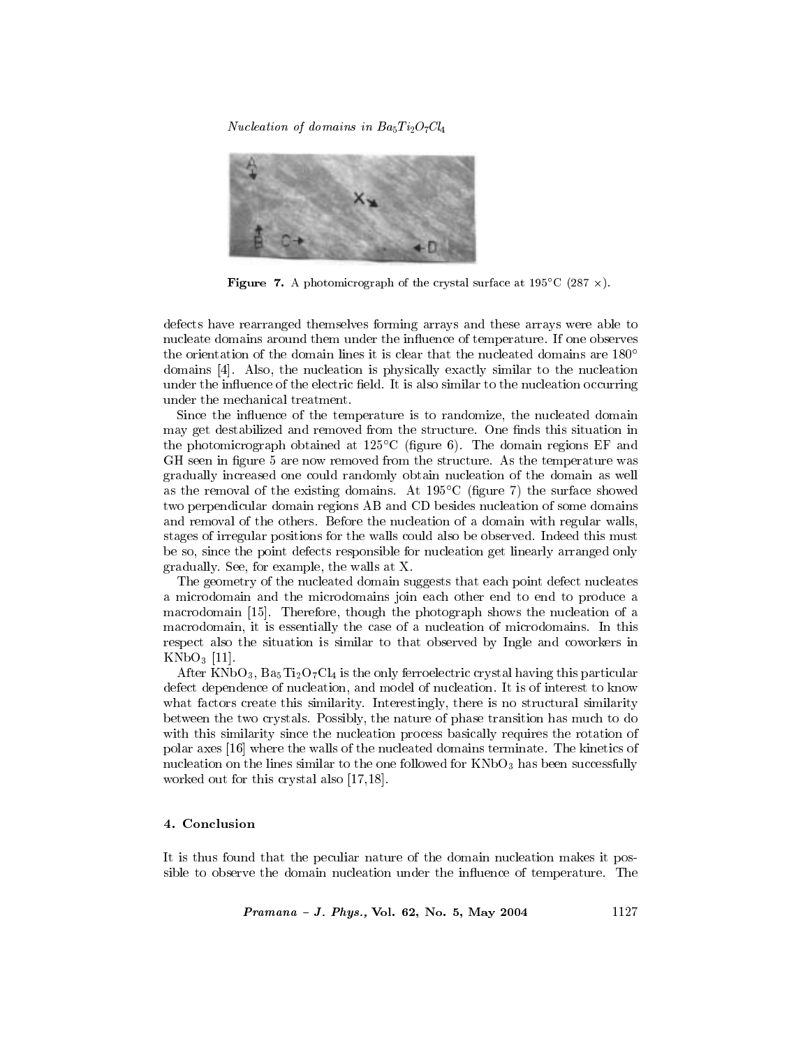**Figure 7.** A photomicrograph of the crystal surface at 195°C (287 ×).

defects have rearranged themselves forming arrays and these arrays were able to nucleate domains around them under the influence of temperature. If one observes the orientation of the domain lines it is clear that the nucleated domains are 180° domains [4]. Also, the nucleation is physically exactly similar to the nucleation under the influence of the electric field. It is also similar to the nucleation occurring under the mechanical treatment.

Since the influence of the temperature is to randomize, the nucleated domain may get destabilized and removed from the structure. One finds this situation in the photomicrograph obtained at 125°C (figure 6). The domain regions EF and GH seen in figure 5 are now removed from the structure. As the temperature was gradually increased one could randomly obtain nucleation of the domain as well as the removal of the existing domains. At 195°C (figure 7) the surface showed two perpendicular domain regions AB and CD besides nucleation of some domains and removal of the others. Before the nucleation of a domain with regular walls, stages of irregular positions for the walls could also be observed. Indeed this must be so, since the point defects responsible for nucleation get linearly arranged only gradually. See, for example, the walls at X.

The geometry of the nucleated domain suggests that each point defect nucleates a microdomain and the microdomains join each other end to end to produce a macrodomain [15]. Therefore, though the photograph shows the nucleation of a macrodomain, it is essentially the case of a nucleation of microdomains. In this respect also the situation is similar to that observed by Ingle and coworkers in $KNbO_3$ [11].

After $KNbO_3$, $Ba_5Ti_2O_7Cl_4$ is the only ferroelectric crystal having this particular defect dependence of nucleation, and model of nucleation. It is of interest to know what factors create this similarity. Interestingly, there is no structural similarity between the two crystals. Possibly, the nature of phase transition has much to do with this similarity since the nucleation process basically requires the rotation of polar axes [16] where the walls of the nucleated domains terminate. The kinetics of nucleation on the lines similar to the one followed for $KNbO_3$ has been successfully worked out for this crystal also [17,18].

## 4. Conclusion

It is thus found that the peculiar nature of the domain nucleation makes it possible to observe the domain nucleation under the influence of temperature. The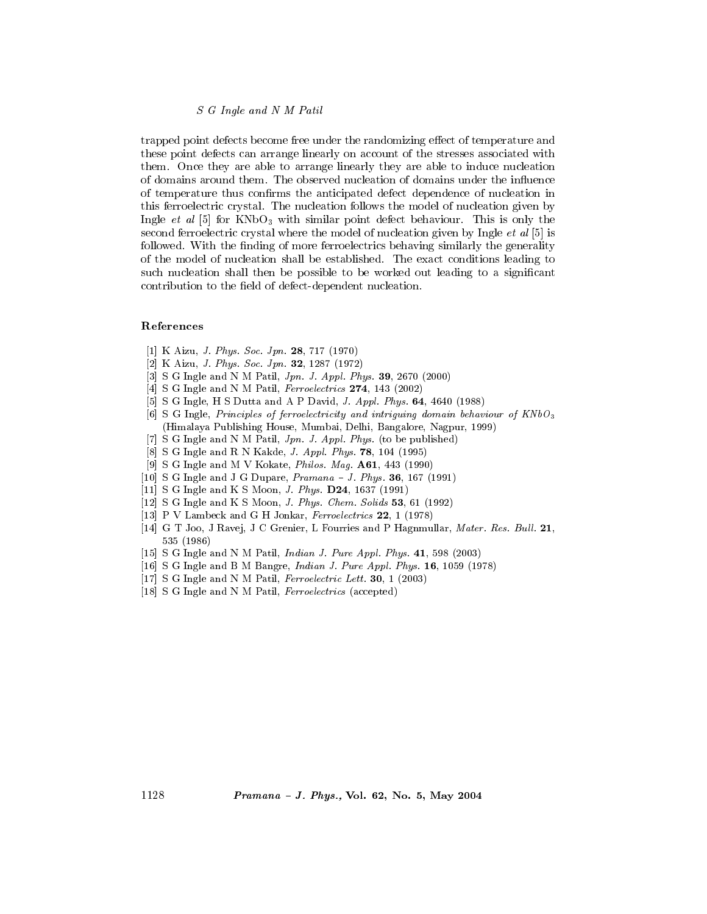trapped point defects become free under the randomizing effect of temperature and these point defects can arrange linearly on account of the stresses associated with them. Once they are able to arrange linearly they are able to induce nucleation of domains around them. The observed nucleation of domains under the influence of temperature thus confirms the anticipated defect dependence of nucleation in this ferroelectric crystal. The nucleation follows the model of nucleation given by Ingle *et al* [5] for $KNbO_3$ with similar point defect behaviour. This is only the second ferroelectric crystal where the model of nucleation given by Ingle *et al* [5] is followed. With the finding of more ferroelectrics behaving similarly the generality of the model of nucleation shall be established. The exact conditions leading to such nucleation shall then be possible to be worked out leading to a significant contribution to the field of defect-dependent nucleation.

## References

[1] K Aizu, *J. Phys. Soc. Jpn.* **28**, 717 (1970)

[2] K Aizu, *J. Phys. Soc. Jpn.* **32**, 1287 (1972)

[3] S G Ingle and N M Patil, *Jpn. J. Appl. Phys.* **39**, 2670 (2000)

[4] S G Ingle and N M Patil, *Ferroelectrics* **274**, 143 (2002)

[5] S G Ingle, H S Dutta and A P David, *J. Appl. Phys.* **64**, 4640 (1988)

[6] S G Ingle, *Principles of ferroelectricity and intriguing domain behaviour of* $KNbO_3$ (Himalaya Publishing House, Mumbai, Delhi, Bangalore, Nagpur, 1999)

[7] S G Ingle and N M Patil, *Jpn. J. Appl. Phys.* (to be published)

[8] S G Ingle and R N Kakde, *J. Appl. Phys.* **78**, 104 (1995)

[9] S G Ingle and M V Kokate, *Philos. Mag.* **A61**, 443 (1990)

[10] S G Ingle and J G Dupare, *Pramana – J. Phys.* **36**, 167 (1991)

[11] S G Ingle and K S Moon, *J. Phys.* **D24**, 1637 (1991)

[12] S G Ingle and K S Moon, *J. Phys. Chem. Solids* **53**, 61 (1992)

[13] P V Lambeck and G H Jonkar, *Ferroelectrics* **22**, 1 (1978)

[14] G T Joo, J Ravej, J C Grenier, L Fourries and P Hagnmullar, *Mater. Res. Bull.* **21**, 535 (1986)

[15] S G Ingle and N M Patil, *Indian J. Pure Appl. Phys.* **41**, 598 (2003)

[16] S G Ingle and B M Bangre, *Indian J. Pure Appl. Phys.* **16**, 1059 (1978)

[17] S G Ingle and N M Patil, *Ferroelectric Lett.* **30**, 1 (2003)

[18] S G Ingle and N M Patil, *Ferroelectrics* (accepted)